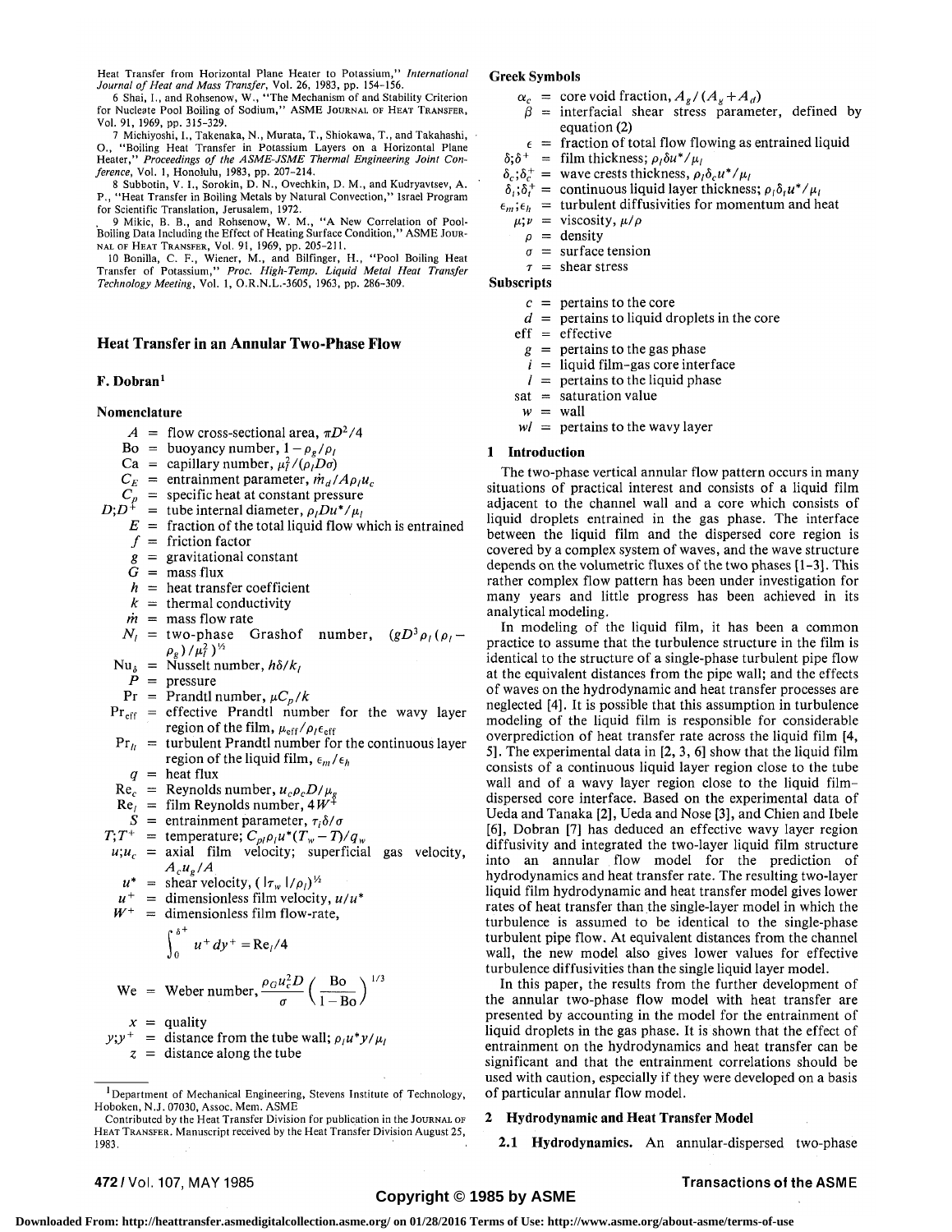Heat Transfer from Horizontal Plane Heater to Potassium," *International Journal of Heat and Mass Transfer*, Vol. 26, 1983, pp. 154–156.

6 Shai, I., and Rohsenow, W., "The Mechanism of and Stability Criterion for Nucleate Pool Boiling of Sodium," ASME JOURNAL OF HEAT TRANSFER, Vol. 91, 1969, pp. 315–329.

7 Michiyoshi, I., Takenaka, N., Murata, T., Shiokawa, T., and Takahashi, O., "Boiling Heat Transfer in Potassium Layers on a Horizontal Plane Heater," *Proceedings of the ASME-JSME Thermal Engineering Joint Conference*, Vol. 1, Honolulu, 1983, pp. 207–214.

8 Subbotin, V. I., Sorokin, D. N., Ovechkin, D. M., and Kudryavtsev, A. P., "Heat Transfer in Boiling Metals by Natural Convection," Israel Program for Scientific Translation, Jerusalem, 1972.

9 Mikic, B. B., and Rohsenow, W. M., "A New Correlation of Pool-Boiling Data Including the Effect of Heating Surface Condition," ASME JOURNAL OF HEAT TRANSFER, Vol. 91, 1969, pp. 205–211.

10 Bonilla, C. F., Wiener, M., and Bilfinger, H., "Pool Boiling Heat Transfer of Potassium," *Proc. High-Temp. Liquid Metal Heat Transfer Technology Meeting*, Vol. 1, O.R.N.L.-3605, 1963, pp. 286–309.

# Heat Transfer in an Annular Two-Phase Flow

**F. Dobran**[1]

## Nomenclature

- $A$ = flow cross-sectional area, $\pi D^2/4$
- Bo = buoyancy number, $1-\rho_g/\rho_l$
- Ca = capillary number, $\mu_l^2/(\rho_l D\sigma)$
- $C_E$ = entrainment parameter, $\dot{m}_d/A\rho_l u_c$
- $C_p$ = specific heat at constant pressure
- $D;D^+$ = tube internal diameter, $\rho_l D u^*/\mu_l$
- $E$ = fraction of the total liquid flow which is entrained
- $f$ = friction factor
- $g$ = gravitational constant
- $G$ = mass flux
- $h$ = heat transfer coefficient
- $k$ = thermal conductivity
- $\dot{m}$ = mass flow rate
- $N_l$ = two-phase Grashof number, $(gD^3\rho_l(\rho_l-\rho_g)/\mu_l^2)^{1/2}$
- $\mathrm{Nu}_\delta$ = Nusselt number, $h\delta/k_l$
- $P$ = pressure
- Pr = Prandtl number, $\mu C_p/k$
- $\mathrm{Pr}_{\mathrm{eff}}$ = effective Prandtl number for the wavy layer region of the film, $\mu_{\mathrm{eff}}/\rho_l\epsilon_{\mathrm{eff}}$
- $\mathrm{Pr}_{lt}$ = turbulent Prandtl number for the continuous layer region of the liquid film, $\epsilon_m/\epsilon_h$
- $q$ = heat flux
- $\mathrm{Re}_c$ = Reynolds number, $u_c\rho_c D/\mu_g$
- $\mathrm{Re}_l$ = film Reynolds number, $4W^+$
- $S$ = entrainment parameter, $\tau_i\delta/\sigma$
- $T;T^+$ = temperature; $C_{pl}\rho_l u^*(T_w-T)/q_w$
- $u;u_c$ = axial film velocity; superficial gas velocity, $A_c u_g/A$
- $u^*$ = shear velocity, $(|\tau_w|/\rho_l)^{1/2}$
- $u^+$ = dimensionless film velocity, $u/u^*$
- $W^+$ = dimensionless film flow-rate,

$$\int_0^{\delta^+} u^+\,dy^+ = \mathrm{Re}_l/4$$

- We = Weber number, $\dfrac{\rho_G u_c^2 D}{\sigma}\left(\dfrac{\mathrm{Bo}}{1-\mathrm{Bo}}\right)^{1/3}$
- $x$ = quality
- $y;y^+$ = distance from the tube wall; $\rho_l u^* y/\mu_l$
- $z$ = distance along the tube

### Greek Symbols

- $\alpha_c$ = core void fraction, $A_g/(A_g+A_d)$
- $\beta$ = interfacial shear stress parameter, defined by equation (2)
- $\epsilon$ = fraction of total flow flowing as entrained liquid
- $\delta;\delta^+$ = film thickness; $\rho_l\delta u^*/\mu_l$
- $\delta_c;\delta_c^+$ = wave crests thickness, $\rho_l\delta_c u^*/\mu_l$
- $\delta_l;\delta_l^+$ = continuous liquid layer thickness; $\rho_l\delta_l u^*/\mu_l$
- $\epsilon_m;\epsilon_h$ = turbulent diffusivities for momentum and heat
- $\mu;\nu$ = viscosity, $\mu/\rho$
- $\rho$ = density
- $\sigma$ = surface tension
- $\tau$ = shear stress

### Subscripts

- $c$ = pertains to the core
- $d$ = pertains to liquid droplets in the core
- eff = effective
- $g$ = pertains to the gas phase
- $i$ = liquid film–gas core interface
- $l$ = pertains to the liquid phase
- sat = saturation value
- $w$ = wall
- $wl$ = pertains to the wavy layer

## 1 Introduction

The two-phase vertical annular flow pattern occurs in many situations of practical interest and consists of a liquid film adjacent to the channel wall and a core which consists of liquid droplets entrained in the gas phase. The interface between the liquid film and the dispersed core region is covered by a complex system of waves, and the wave structure depends on the volumetric fluxes of the two phases [1–3]. This rather complex flow pattern has been under investigation for many years and little progress has been achieved in its analytical modeling.

In modeling of the liquid film, it has been a common practice to assume that the turbulence structure in the film is identical to the structure of a single-phase turbulent pipe flow at the equivalent distances from the pipe wall; and the effects of waves on the hydrodynamic and heat transfer processes are neglected [4]. It is possible that this assumption in turbulence modeling of the liquid film is responsible for considerable overprediction of heat transfer rate across the liquid film [4, 5]. The experimental data in [2, 3, 6] show that the liquid film consists of a continuous liquid layer region close to the tube wall and of a wavy layer region close to the liquid film–dispersed core interface. Based on the experimental data of Ueda and Tanaka [2], Ueda and Nose [3], and Chien and Ibele [6], Dobran [7] has deduced an effective wavy layer region diffusivity and integrated the two-layer liquid film structure into an annular flow model for the prediction of hydrodynamics and heat transfer rate. The resulting two-layer liquid film hydrodynamic and heat transfer model gives lower rates of heat transfer than the single-layer model in which the turbulence is assumed to be identical to the single-phase turbulent pipe flow. At equivalent distances from the channel wall, the new model also gives lower values for effective turbulence diffusivities than the single liquid layer model.

In this paper, the results from the further development of the annular two-phase flow model with heat transfer are presented by accounting in the model for the entrainment of liquid droplets in the gas phase. It is shown that the effect of entrainment on the hydrodynamics and heat transfer can be significant and that the entrainment correlations should be used with caution, especially if they were developed on a basis of particular annular flow model.

## 2 Hydrodynamic and Heat Transfer Model

**2.1 Hydrodynamics.** An annular-dispersed two-phase

---

[1] Department of Mechanical Engineering, Stevens Institute of Technology, Hoboken, N.J. 07030, Assoc. Mem. ASME

Contributed by the Heat Transfer Division for publication in the JOURNAL OF HEAT TRANSFER. Manuscript received by the Heat Transfer Division August 25, 1983.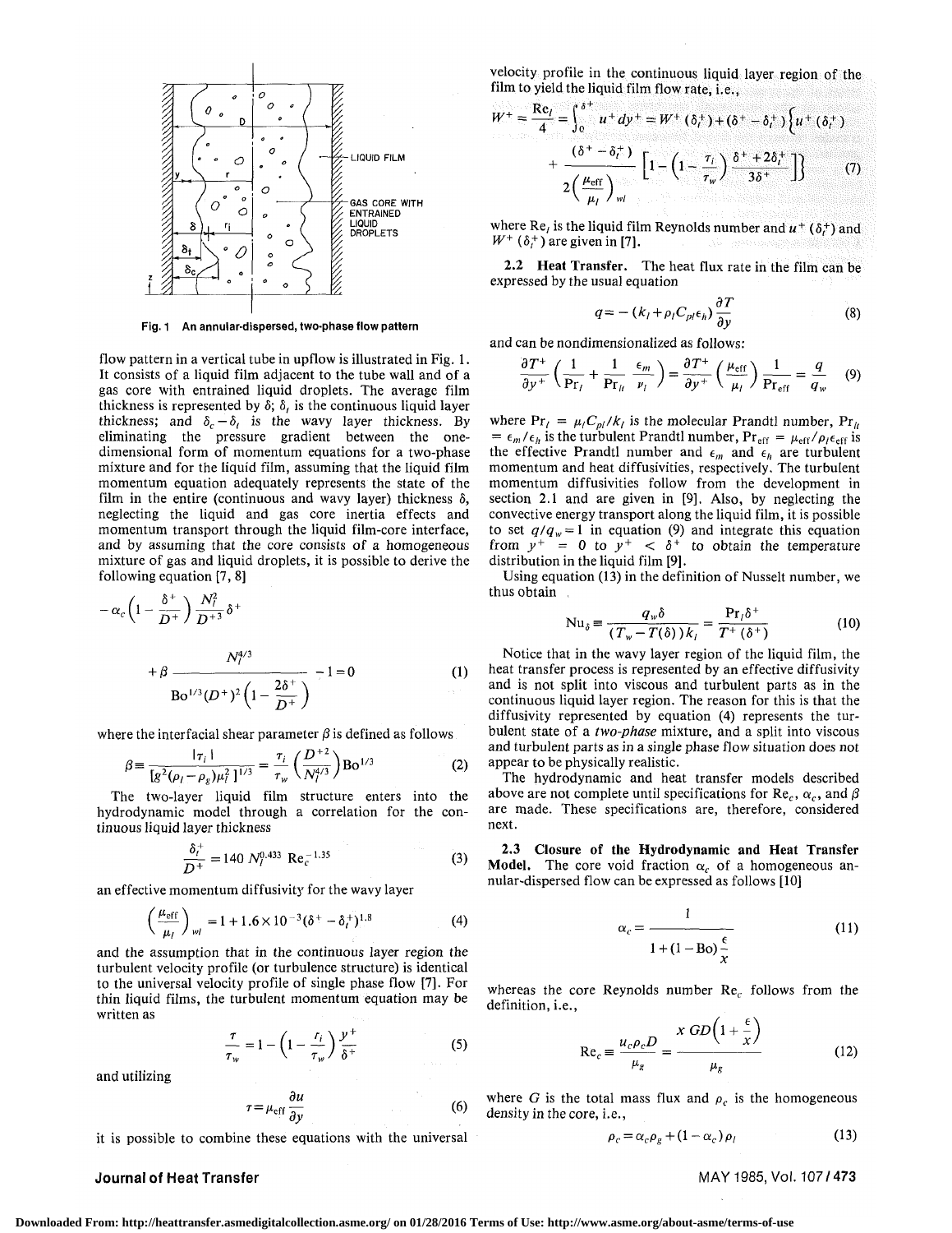Fig. 1 An annular-dispersed, two-phase flow pattern

flow pattern in a vertical tube in upflow is illustrated in Fig. 1. It consists of a liquid film adjacent to the tube wall and of a gas core with entrained liquid droplets. The average film thickness is represented by $\delta$; $\delta_t$ is the continuous liquid layer thickness; and $\delta_c - \delta_t$ is the wavy layer thickness. By eliminating the pressure gradient between the one-dimensional form of momentum equations for a two-phase mixture and for the liquid film, assuming that the liquid film momentum equation adequately represents the state of the film in the entire (continuous and wavy layer) thickness $\delta$, neglecting the liquid and gas core inertia effects and momentum transport through the liquid film-core interface, and by assuming that the core consists of a homogeneous mixture of gas and liquid droplets, it is possible to derive the following equation [7, 8]

$$-\alpha_c\left(1-\frac{\delta^+}{D^+}\right)\frac{N_l^2}{D^{+3}}\delta^+ + \beta\frac{N_l^{4/3}}{\mathrm{Bo}^{1/3}(D^+)^2\left(1-\frac{2\delta^+}{D^+}\right)} - 1 = 0 \tag{1}$$

where the interfacial shear parameter $\beta$ is defined as follows

$$\beta \equiv \frac{|\tau_i|}{[g^2(\rho_l-\rho_g)\mu_l^2]^{1/3}} = \frac{\tau_i}{\tau_w}\left(\frac{D^{+2}}{N_l^{4/3}}\right)\mathrm{Bo}^{1/3} \tag{2}$$

The two-layer liquid film structure enters into the hydrodynamic model through a correlation for the continuous liquid layer thickness

$$\frac{\delta_t^+}{D^+} = 140\, N_l^{0.433}\, \mathrm{Re}_c^{-1.35} \tag{3}$$

an effective momentum diffusivity for the wavy layer

$$\left(\frac{\mu_{\mathrm{eff}}}{\mu_l}\right)_{wl} = 1 + 1.6\times10^{-3}(\delta^+ - \delta_t^+)^{1.8} \tag{4}$$

and the assumption that in the continuous layer region the turbulent velocity profile (or turbulence structure) is identical to the universal velocity profile of single phase flow [7]. For thin liquid films, the turbulent momentum equation may be written as

$$\frac{\tau}{\tau_w} = 1 - \left(1-\frac{\tau_i}{\tau_w}\right)\frac{y^+}{\delta^+} \tag{5}$$

and utilizing

$$\tau = \mu_{\mathrm{eff}}\frac{\partial u}{\partial y} \tag{6}$$

it is possible to combine these equations with the universal velocity profile in the continuous liquid layer region of the film to yield the liquid film flow rate, i.e.,

$$W^+ = \frac{\mathrm{Re}_l}{4} = \int_0^{\delta^+} u^+ dy^+ = W^+(\delta_t^+) + (\delta^+ - \delta_t^+)\Bigg\{u^+(\delta_t^+) + \frac{(\delta^+ - \delta_t^+)}{2\left(\frac{\mu_{\mathrm{eff}}}{\mu_l}\right)_{wl}}\left[1-\left(1-\frac{\tau_i}{\tau_w}\right)\frac{\delta^+ + 2\delta_t^+}{3\delta^+}\right]\Bigg\} \tag{7}$$

where $\mathrm{Re}_l$ is the liquid film Reynolds number and $u^+(\delta_t^+)$ and $W^+(\delta_t^+)$ are given in [7].

**2.2 Heat Transfer.** The heat flux rate in the film can be expressed by the usual equation

$$q = -(k_l + \rho_l C_{pl}\epsilon_h)\frac{\partial T}{\partial y} \tag{8}$$

and can be nondimensionalized as follows:

$$\frac{\partial T^+}{\partial y^+}\left(\frac{1}{\mathrm{Pr}_l} + \frac{1}{\mathrm{Pr}_{lt}}\frac{\epsilon_m}{\nu_l}\right) = \frac{\partial T^+}{\partial y^+}\left(\frac{\mu_{\mathrm{eff}}}{\mu_l}\right)\frac{1}{\mathrm{Pr}_{\mathrm{eff}}} = \frac{q}{q_w} \tag{9}$$

where $\mathrm{Pr}_l = \mu_l C_{pl}/k_l$ is the molecular Prandtl number, $\mathrm{Pr}_{lt} = \epsilon_m/\epsilon_h$ is the turbulent Prandtl number, $\mathrm{Pr}_{\mathrm{eff}} = \mu_{\mathrm{eff}}/\rho_l\epsilon_{\mathrm{eff}}$ is the effective Prandtl number and $\epsilon_m$ and $\epsilon_h$ are turbulent momentum and heat diffusivities, respectively. The turbulent momentum diffusivities follow from the development in section 2.1 and are given in [9]. Also, by neglecting the convective energy transport along the liquid film, it is possible to set $q/q_w = 1$ in equation (9) and integrate this equation from $y^+ = 0$ to $y^+ < \delta^+$ to obtain the temperature distribution in the liquid film [9].

Using equation (13) in the definition of Nusselt number, we thus obtain

$$\mathrm{Nu}_\delta \equiv \frac{q_w\delta}{(T_w - T(\delta))k_l} = \frac{\mathrm{Pr}_l\delta^+}{T^+(\delta^+)} \tag{10}$$

Notice that in the wavy layer region of the liquid film, the heat transfer process is represented by an effective diffusivity and is not split into viscous and turbulent parts as in the continuous liquid layer region. The reason for this is that the diffusivity represented by equation (4) represents the turbulent state of a *two-phase* mixture, and a split into viscous and turbulent parts as in a single phase flow situation does not appear to be physically realistic.

The hydrodynamic and heat transfer models described above are not complete until specifications for $\mathrm{Re}_c$, $\alpha_c$, and $\beta$ are made. These specifications are, therefore, considered next.

**2.3 Closure of the Hydrodynamic and Heat Transfer Model.** The core void fraction $\alpha_c$ of a homogeneous annular-dispersed flow can be expressed as follows [10]

$$\alpha_c = \frac{1}{1 + (1-\mathrm{Bo})\dfrac{\epsilon}{x}} \tag{11}$$

whereas the core Reynolds number $\mathrm{Re}_c$ follows from the definition, i.e.,

$$\mathrm{Re}_c \equiv \frac{u_c\rho_c D}{\mu_g} = \frac{x\,GD\left(1+\dfrac{\epsilon}{x}\right)}{\mu_g} \tag{12}$$

where $G$ is the total mass flux and $\rho_c$ is the homogeneous density in the core, i.e.,

$$\rho_c = \alpha_c\rho_g + (1-\alpha_c)\rho_l \tag{13}$$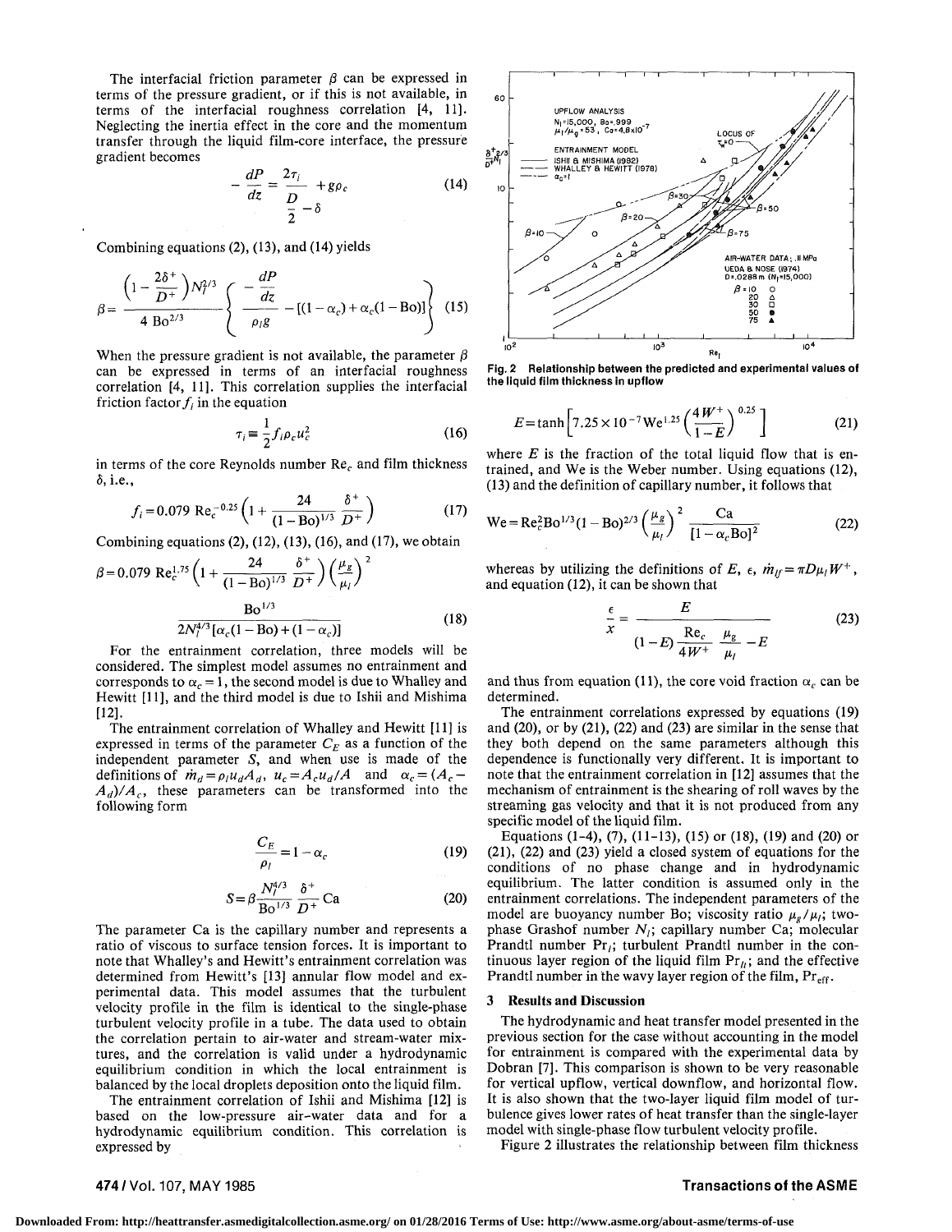The interfacial friction parameter $\beta$ can be expressed in terms of the pressure gradient, or if this is not available, in terms of the interfacial roughness correlation [4, 11]. Neglecting the inertia effect in the core and the momentum transfer through the liquid film-core interface, the pressure gradient becomes

$$-\frac{dP}{dz} = \frac{2\tau_i}{\frac{D}{2} - \delta} + g\rho_c \tag{14}$$

Combining equations (2), (13), and (14) yields

$$\beta = \frac{\left(1 - \frac{2\delta^+}{D^+}\right) N_l^{2/3}}{4\,\mathrm{Bo}^{2/3}} \left\{ \frac{-\frac{dP}{dz}}{\rho_l g} - [(1-\alpha_c) + \alpha_c(1-\mathrm{Bo})] \right\} \tag{15}$$

When the pressure gradient is not available, the parameter $\beta$ can be expressed in terms of an interfacial roughness correlation [4, 11]. This correlation supplies the interfacial friction factor $f_i$ in the equation

$$\tau_i \equiv \frac{1}{2} f_i \rho_c u_c^2 \tag{16}$$

in terms of the core Reynolds number $\mathrm{Re}_c$ and film thickness $\delta$, i.e.,

$$f_i = 0.079\ \mathrm{Re}_c^{-0.25}\left(1 + \frac{24}{(1-\mathrm{Bo})^{1/3}} \frac{\delta^+}{D^+}\right) \tag{17}$$

Combining equations (2), (12), (13), (16), and (17), we obtain

$$\beta = 0.079\ \mathrm{Re}_c^{1.75}\left(1 + \frac{24}{(1-\mathrm{Bo})^{1/3}} \frac{\delta^+}{D^+}\right)\left(\frac{\mu_g}{\mu_l}\right)^2 \frac{\mathrm{Bo}^{1/3}}{2N_l^{4/3}[\alpha_c(1-\mathrm{Bo}) + (1-\alpha_c)]} \tag{18}$$

For the entrainment correlation, three models will be considered. The simplest model assumes no entrainment and corresponds to $\alpha_c = 1$, the second model is due to Whalley and Hewitt [11], and the third model is due to Ishii and Mishima [12].

The entrainment correlation of Whalley and Hewitt [11] is expressed in terms of the parameter $C_E$ as a function of the independent parameter $S$, and when use is made of the definitions of $\dot{m}_d = \rho_l u_d A_d$, $u_c = A_c u_d / A$ and $\alpha_c = (A_c - A_d)/A_c$, these parameters can be transformed into the following form

$$\frac{C_E}{\rho_l} = 1 - \alpha_c \tag{19}$$

$$S = \beta \frac{N_l^{4/3}}{\mathrm{Bo}^{1/3}} \frac{\delta^+}{D^+} \mathrm{Ca} \tag{20}$$

The parameter Ca is the capillary number and represents a ratio of viscous to surface tension forces. It is important to note that Whalley's and Hewitt's entrainment correlation was determined from Hewitt's [13] annular flow model and experimental data. This model assumes that the turbulent velocity profile in the film is identical to the single-phase turbulent velocity profile in a tube. The data used to obtain the correlation pertain to air-water and stream-water mixtures, and the correlation is valid under a hydrodynamic equilibrium condition in which the local entrainment is balanced by the local droplets deposition onto the liquid film.

The entrainment correlation of Ishii and Mishima [12] is based on the low-pressure air-water data and for a hydrodynamic equilibrium condition. This correlation is expressed by

Fig. 2 Relationship between the predicted and experimental values of the liquid film thickness in upflow

$$E = \tanh\left[7.25 \times 10^{-7}\,\mathrm{We}^{1.25}\left(\frac{4W^+}{1-E}\right)^{0.25}\right] \tag{21}$$

where $E$ is the fraction of the total liquid flow that is entrained, and We is the Weber number. Using equations (12), (13) and the definition of capillary number, it follows that

$$\mathrm{We} = \mathrm{Re}_c^2 \mathrm{Bo}^{1/3}(1-\mathrm{Bo})^{2/3}\left(\frac{\mu_g}{\mu_l}\right)^2 \frac{\mathrm{Ca}}{[1-\alpha_c \mathrm{Bo}]^2} \tag{22}$$

whereas by utilizing the definitions of $E$, $\epsilon$, $\dot{m}_{lf} = \pi D \mu_l W^+$, and equation (12), it can be shown that

$$\frac{\epsilon}{x} = \frac{E}{(1-E)\frac{\mathrm{Re}_c}{4W^+}\frac{\mu_g}{\mu_l} - E} \tag{23}$$

and thus from equation (11), the core void fraction $\alpha_c$ can be determined.

The entrainment correlations expressed by equations (19) and (20), or by (21), (22) and (23) are similar in the sense that they both depend on the same parameters although this dependence is functionally very different. It is important to note that the entrainment correlation in [12] assumes that the mechanism of entrainment is the shearing of roll waves by the streaming gas velocity and that it is not produced from any specific model of the liquid film.

Equations (1-4), (7), (11-13), (15) or (18), (19) and (20) or (21), (22) and (23) yield a closed system of equations for the conditions of no phase change and in hydrodynamic equilibrium. The latter condition is assumed only in the entrainment correlations. The independent parameters of the model are buoyancy number Bo; viscosity ratio $\mu_g/\mu_l$; two-phase Grashof number $N_l$; capillary number Ca; molecular Prandtl number $\mathrm{Pr}_l$; turbulent Prandtl number in the continuous layer region of the liquid film $\mathrm{Pr}_{tl}$; and the effective Prandtl number in the wavy layer region of the film, $\mathrm{Pr}_{\mathrm{eff}}$.

## 3 Results and Discussion

The hydrodynamic and heat transfer model presented in the previous section for the case without accounting in the model for entrainment is compared with the experimental data by Dobran [7]. This comparison is shown to be very reasonable for vertical upflow, vertical downflow, and horizontal flow. It is also shown that the two-layer liquid film model of turbulence gives lower rates of heat transfer than the single-layer model with single-phase flow turbulent velocity profile.

Figure 2 illustrates the relationship between film thickness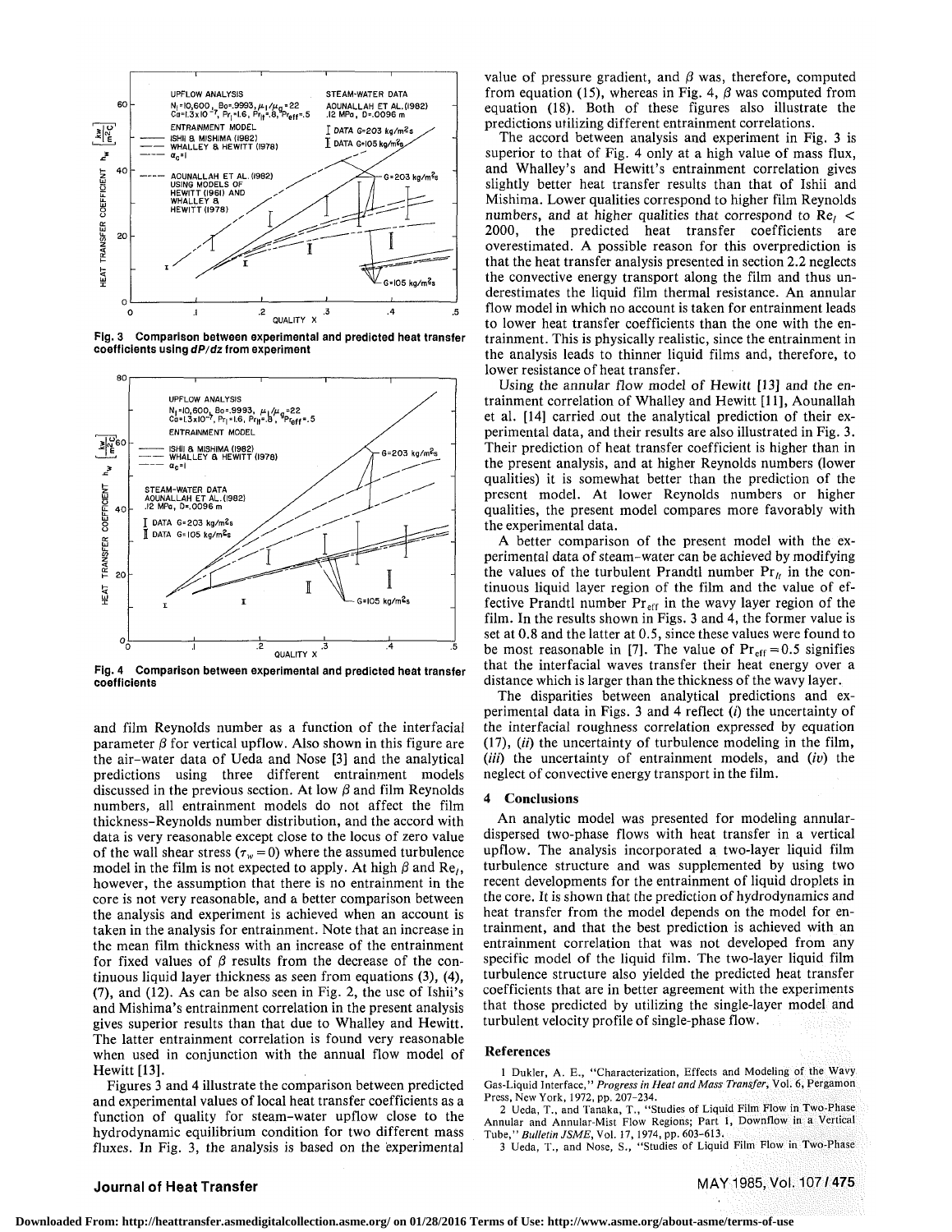Fig. 3 Comparison between experimental and predicted heat transfer coefficients using $dP/dz$ from experiment

Fig. 4 Comparison between experimental and predicted heat transfer coefficients

and film Reynolds number as a function of the interfacial parameter $\beta$ for vertical upflow. Also shown in this figure are the air–water data of Ueda and Nose [3] and the analytical predictions using three different entrainment models discussed in the previous section. At low $\beta$ and film Reynolds numbers, all entrainment models do not affect the film thickness–Reynolds number distribution, and the accord with data is very reasonable except close to the locus of zero value of the wall shear stress ($\tau_w = 0$) where the assumed turbulence model in the film is not expected to apply. At high $\beta$ and $\mathrm{Re}_l$, however, the assumption that there is no entrainment in the core is not very reasonable, and a better comparison between the analysis and experiment is achieved when an account is taken in the analysis for entrainment. Note that an increase in the mean film thickness with an increase of the entrainment for fixed values of $\beta$ results from the decrease of the continuous liquid layer thickness as seen from equations (3), (4), (7), and (12). As can be also seen in Fig. 2, the use of Ishii's and Mishima's entrainment correlation in the present analysis gives superior results than that due to Whalley and Hewitt. The latter entrainment correlation is found very reasonable when used in conjunction with the annual flow model of Hewitt [13].

Figures 3 and 4 illustrate the comparison between predicted and experimental values of local heat transfer coefficients as a function of quality for steam–water upflow close to the hydrodynamic equilibrium condition for two different mass fluxes. In Fig. 3, the analysis is based on the experimental value of pressure gradient, and $\beta$ was, therefore, computed from equation (15), whereas in Fig. 4, $\beta$ was computed from equation (18). Both of these figures also illustrate the predictions utilizing different entrainment correlations.

The accord between analysis and experiment in Fig. 3 is superior to that of Fig. 4 only at a high value of mass flux, and Whalley's and Hewitt's entrainment correlation gives slightly better heat transfer results than that of Ishii and Mishima. Lower qualities correspond to higher film Reynolds numbers, and at higher qualities that correspond to $\mathrm{Re}_l < 2000$, the predicted heat transfer coefficients are overestimated. A possible reason for this overprediction is that the heat transfer analysis presented in section 2.2 neglects the convective energy transport along the film and thus underestimates the liquid film thermal resistance. An annular flow model in which no account is taken for entrainment leads to lower heat transfer coefficients than the one with the entrainment. This is physically realistic, since the entrainment in the analysis leads to thinner liquid films and, therefore, to lower resistance of heat transfer.

Using the annular flow model of Hewitt [13] and the entrainment correlation of Whalley and Hewitt [11], Aounallah et al. [14] carried out the analytical prediction of their experimental data, and their results are also illustrated in Fig. 3. Their prediction of heat transfer coefficient is higher than in the present analysis, and at higher Reynolds numbers (lower qualities) it is somewhat better than the prediction of the present model. At lower Reynolds numbers or higher qualities, the present model compares more favorably with the experimental data.

A better comparison of the present model with the experimental data of steam–water can be achieved by modifying the values of the turbulent Prandtl number $\mathrm{Pr}_{lt}$ in the continuous liquid layer region of the film and the value of effective Prandtl number $\mathrm{Pr}_{\mathrm{eff}}$ in the wavy layer region of the film. In the results shown in Figs. 3 and 4, the former value is set at 0.8 and the latter at 0.5, since these values were found to be most reasonable in [7]. The value of $\mathrm{Pr}_{\mathrm{eff}} = 0.5$ signifies that the interfacial waves transfer their heat energy over a distance which is larger than the thickness of the wavy layer.

The disparities between analytical predictions and experimental data in Figs. 3 and 4 reflect (*i*) the uncertainty of the interfacial roughness correlation expressed by equation (17), (*ii*) the uncertainty of turbulence modeling in the film, (*iii*) the uncertainty of entrainment models, and (*iv*) the neglect of convective energy transport in the film.

## 4 Conclusions

An analytic model was presented for modeling annular-dispersed two-phase flows with heat transfer in a vertical upflow. The analysis incorporated a two-layer liquid film turbulence structure and was supplemented by using two recent developments for the entrainment of liquid droplets in the core. It is shown that the prediction of hydrodynamics and heat transfer from the model depends on the model for entrainment, and that the best prediction is achieved with an entrainment correlation that was not developed from any specific model of the liquid film. The two-layer liquid film turbulence structure also yielded the predicted heat transfer coefficients that are in better agreement with the experiments that those predicted by utilizing the single-layer model and turbulent velocity profile of single-phase flow.

## References

1 Dukler, A. E., "Characterization, Effects and Modeling of the Wavy Gas-Liquid Interface," *Progress in Heat and Mass Transfer*, Vol. 6, Pergamon Press, New York, 1972, pp. 207–234.

2 Ueda, T., and Tanaka, T., "Studies of Liquid Film Flow in Two-Phase Annular and Annular-Mist Flow Regions; Part 1, Downflow in a Vertical Tube," *Bulletin JSME*, Vol. 17, 1974, pp. 603–613.

3 Ueda, T., and Nose, S., "Studies of Liquid Film Flow in Two-Phase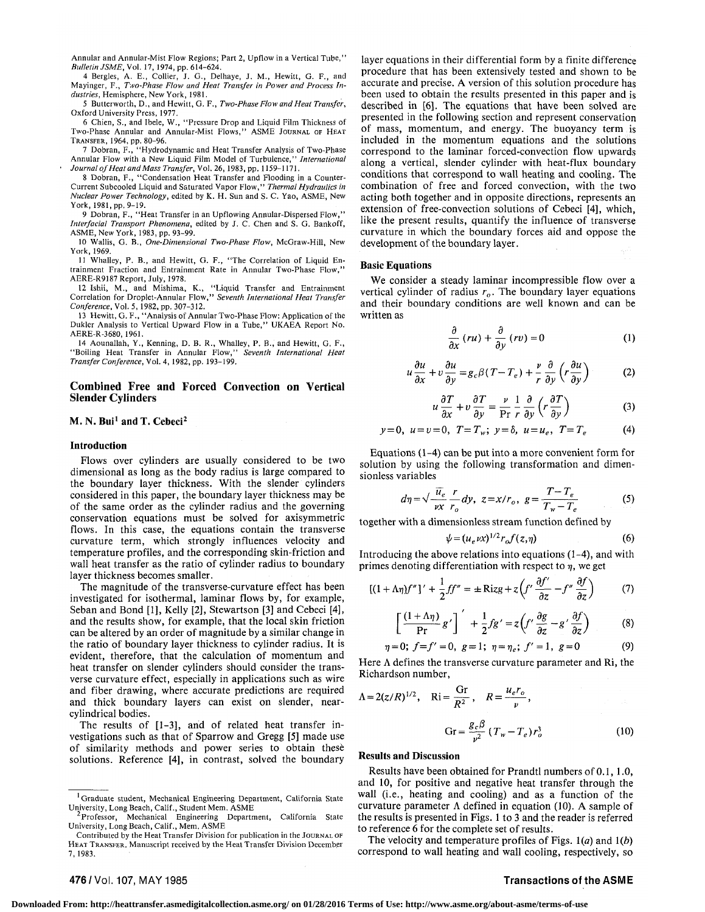Annular and Annular-Mist Flow Regions; Part 2, Upflow in a Vertical Tube," *Bulletin JSME*, Vol. 17, 1974, pp. 614–624.

4 Bergles, A. E., Collier, J. G., Delhaye, J. M., Hewitt, G. F., and Mayinger, F., *Two-Phase Flow and Heat Transfer in Power and Process Industries*, Hemisphere, New York, 1981.

5 Butterworth, D., and Hewitt, G. F., *Two-Phase Flow and Heat Transfer*, Oxford University Press, 1977.

6 Chien, S., and Ibele, W., "Pressure Drop and Liquid Film Thickness of Two-Phase Annular and Annular-Mist Flows," ASME JOURNAL OF HEAT TRANSFER, 1964, pp. 80–96.

7 Dobran, F., "Hydrodynamic and Heat Transfer Analysis of Two-Phase Annular Flow with a New Liquid Film Model of Turbulence," *International Journal of Heat and Mass Transfer*, Vol. 26, 1983, pp. 1159–1171.

8 Dobran, F., "Condensation Heat Transfer and Flooding in a Counter-Current Subcooled Liquid and Saturated Vapor Flow," *Thermal Hydraulics in Nuclear Power Technology*, edited by K. H. Sun and S. C. Yao, ASME, New York, 1981, pp. 9–19.

9 Dobran, F., "Heat Transfer in an Upflowing Annular-Dispersed Flow," *Interfacial Transport Phenomena*, edited by J. C. Chen and S. G. Bankoff, ASME, New York, 1983, pp. 93–99.

10 Wallis, G. B., *One-Dimensional Two-Phase Flow*, McGraw-Hill, New York, 1969.

11 Whalley, P. B., and Hewitt, G. F., "The Correlation of Liquid Entrainment Fraction and Entrainment Rate in Annular Two-Phase Flow," AERE-R9187 Report, July, 1978.

12 Ishii, M., and Mishima, K., "Liquid Transfer and Entrainment Correlation for Droplet-Annular Flow," *Seventh International Heat Transfer Conference*, Vol. 5, 1982, pp. 307–312.

13 Hewitt, G. F., "Analysis of Annular Two-Phase Flow: Application of the Dukler Analysis to Vertical Upward Flow in a Tube," UKAEA Report No. AERE-R-3680, 1961.

14 Aounallah, Y., Kenning, D. B. R., Whalley, P. B., and Hewitt, G. F., "Boiling Heat Transfer in Annular Flow," *Seventh International Heat Transfer Conference*, Vol. 4, 1982, pp. 193–199.

## Combined Free and Forced Convection on Vertical Slender Cylinders

**M. N. Bui[1] and T. Cebeci[2]**

### Introduction

Flows over cylinders are usually considered to be two dimensional as long as the body radius is large compared to the boundary layer thickness. With the slender cylinders considered in this paper, the boundary layer thickness may be of the same order as the cylinder radius and the governing conservation equations must be solved for axisymmetric flows. In this case, the equations contain the transverse curvature term, which strongly influences velocity and temperature profiles, and the corresponding skin-friction and wall heat transfer as the ratio of cylinder radius to boundary layer thickness becomes smaller.

The magnitude of the transverse-curvature effect has been investigated for isothermal, laminar flows by, for example, Seban and Bond [1], Kelly [2], Stewartson [3] and Cebeci [4], and the results show, for example, that the local skin friction can be altered by an order of magnitude by a similar change in the ratio of boundary layer thickness to cylinder radius. It is evident, therefore, that the calculation of momentum and heat transfer on slender cylinders should consider the transverse curvature effect, especially in applications such as wire and fiber drawing, where accurate predictions are required and thick boundary layers can exist on slender, near-cylindrical bodies.

The results of [1–3], and of related heat transfer investigations such as that of Sparrow and Gregg [5] made use of similarity methods and power series to obtain these solutions. Reference [4], in contrast, solved the boundary layer equations in their differential form by a finite difference procedure that has been extensively tested and shown to be accurate and precise. A version of this solution procedure has been used to obtain the results presented in this paper and is described in [6]. The equations that have been solved are presented in the following section and represent conservation of mass, momentum, and energy. The buoyancy term is included in the momentum equations and the solutions correspond to the laminar forced-convection flow upwards along a vertical, slender cylinder with heat-flux boundary conditions that correspond to wall heating and cooling. The combination of free and forced convection, with the two acting both together and in opposite directions, represents an extension of free-convection solutions of Cebeci [4], which, like the present results, quantify the influence of transverse curvature in which the boundary forces aid and oppose the development of the boundary layer.

### Basic Equations

We consider a steady laminar incompressible flow over a vertical cylinder of radius $r_o$. The boundary layer equations and their boundary conditions are well known and can be written as

$$\frac{\partial}{\partial x}(ru) + \frac{\partial}{\partial y}(rv) = 0 \tag{1}$$

$$u\frac{\partial u}{\partial x} + v\frac{\partial u}{\partial y} = g_c\beta(T - T_e) + \frac{\nu}{r}\frac{\partial}{\partial y}\left(r\frac{\partial u}{\partial y}\right) \tag{2}$$

$$u\frac{\partial T}{\partial x} + v\frac{\partial T}{\partial y} = \frac{\nu}{\mathrm{Pr}}\frac{1}{r}\frac{\partial}{\partial y}\left(r\frac{\partial T}{\partial y}\right) \tag{3}$$

$$y = 0,\ u = v = 0,\ T = T_w;\ y = \delta,\ u = u_e,\ T = T_e \tag{4}$$

Equations (1–4) can be put into a more convenient form for solution by using the following transformation and dimensionless variables

$$d\eta = \sqrt{\frac{u_e}{\nu x}}\frac{r}{r_o}dy,\ z = x/r_o,\ g = \frac{T - T_e}{T_w - T_e} \tag{5}$$

together with a dimensionless stream function defined by

$$\psi = (u_e \nu x)^{1/2} r_o f(z, \eta) \tag{6}$$

Introducing the above relations into equations (1–4), and with primes denoting differentiation with respect to $\eta$, we get

$$[(1 + \Lambda\eta)f'']' + \frac{1}{2}ff'' = \pm \mathrm{Ri}zg + z\left(f'\frac{\partial f'}{\partial z} - f''\frac{\partial f}{\partial z}\right) \tag{7}$$

$$\left[\frac{(1 + \Lambda\eta)}{\mathrm{Pr}}g'\right]' + \frac{1}{2}fg' = z\left(f'\frac{\partial g}{\partial z} - g'\frac{\partial f}{\partial z}\right) \tag{8}$$

$$\eta = 0;\ f = f' = 0,\ g = 1;\ \eta = \eta_e;\ f' = 1,\ g = 0 \tag{9}$$

Here $\Lambda$ defines the transverse curvature parameter and Ri, the Richardson number,

$$\Lambda = 2(z/R)^{1/2},\quad \mathrm{Ri} = \frac{\mathrm{Gr}}{R^2},\quad R = \frac{u_e r_o}{\nu},$$

$$\mathrm{Gr} = \frac{g_c\beta}{\nu^2}(T_w - T_e)r_o^3 \tag{10}$$

### Results and Discussion

Results have been obtained for Prandtl numbers of 0.1, 1.0, and 10, for positive and negative heat transfer through the wall (i.e., heating and cooling) and as a function of the curvature parameter $\Lambda$ defined in equation (10). A sample of the results is presented in Figs. 1 to 3 and the reader is referred to reference 6 for the complete set of results.

The velocity and temperature profiles of Figs. 1(*a*) and 1(*b*) correspond to wall heating and wall cooling, respectively, so

---

[1] Graduate student, Mechanical Engineering Department, California State University, Long Beach, Calif., Student Mem. ASME

[2] Professor, Mechanical Engineering Department, California State University, Long Beach, Calif., Mem. ASME

Contributed by the Heat Transfer Division for publication in the JOURNAL OF HEAT TRANSFER. Manuscript received by the Heat Transfer Division December 7, 1983.